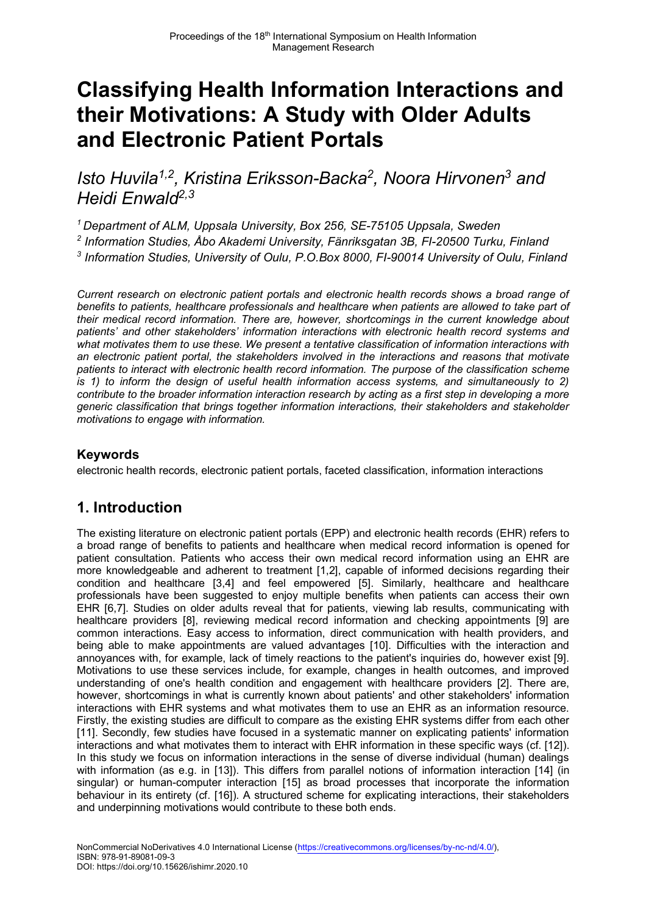# Classifying Health Information Interactions and their Motivations: A Study with Older Adults and Electronic Patient Portals

*Isto Huvila[1,2], Kristina Eriksson-Backa[2], Noora Hirvonen[3] and Heidi Enwald[2,3]*

*[1] Department of ALM, Uppsala University, Box 256, SE-75105 Uppsala, Sweden*

*[2] Information Studies, Åbo Akademi University, Fänriksgatan 3B, FI-20500 Turku, Finland*

*[3] Information Studies, University of Oulu, P.O.Box 8000, FI-90014 University of Oulu, Finland*

*Current research on electronic patient portals and electronic health records shows a broad range of benefits to patients, healthcare professionals and healthcare when patients are allowed to take part of their medical record information. There are, however, shortcomings in the current knowledge about patients' and other stakeholders' information interactions with electronic health record systems and what motivates them to use these. We present a tentative classification of information interactions with an electronic patient portal, the stakeholders involved in the interactions and reasons that motivate patients to interact with electronic health record information. The purpose of the classification scheme is 1) to inform the design of useful health information access systems, and simultaneously to 2) contribute to the broader information interaction research by acting as a first step in developing a more generic classification that brings together information interactions, their stakeholders and stakeholder motivations to engage with information.*

### Keywords

electronic health records, electronic patient portals, faceted classification, information interactions

## 1. Introduction

The existing literature on electronic patient portals (EPP) and electronic health records (EHR) refers to a broad range of benefits to patients and healthcare when medical record information is opened for patient consultation. Patients who access their own medical record information using an EHR are more knowledgeable and adherent to treatment [1,2], capable of informed decisions regarding their condition and healthcare [3,4] and feel empowered [5]. Similarly, healthcare and healthcare professionals have been suggested to enjoy multiple benefits when patients can access their own EHR [6,7]. Studies on older adults reveal that for patients, viewing lab results, communicating with healthcare providers [8], reviewing medical record information and checking appointments [9] are common interactions. Easy access to information, direct communication with health providers, and being able to make appointments are valued advantages [10]. Difficulties with the interaction and annoyances with, for example, lack of timely reactions to the patient's inquiries do, however exist [9]. Motivations to use these services include, for example, changes in health outcomes, and improved understanding of one's health condition and engagement with healthcare providers [2]. There are, however, shortcomings in what is currently known about patients' and other stakeholders' information interactions with EHR systems and what motivates them to use an EHR as an information resource. Firstly, the existing studies are difficult to compare as the existing EHR systems differ from each other [11]. Secondly, few studies have focused in a systematic manner on explicating patients' information interactions and what motivates them to interact with EHR information in these specific ways (cf. [12]). In this study we focus on information interactions in the sense of diverse individual (human) dealings with information (as e.g. in [13]). This differs from parallel notions of information interaction [14] (in singular) or human-computer interaction [15] as broad processes that incorporate the information behaviour in its entirety (cf. [16]). A structured scheme for explicating interactions, their stakeholders and underpinning motivations would contribute to these both ends.

NonCommercial NoDerivatives 4.0 International License (https://creativecommons.org/licenses/by-nc-nd/4.0/),
ISBN: 978-91-89081-09-3
DOI: https://doi.org/10.15626/ishimr.2020.10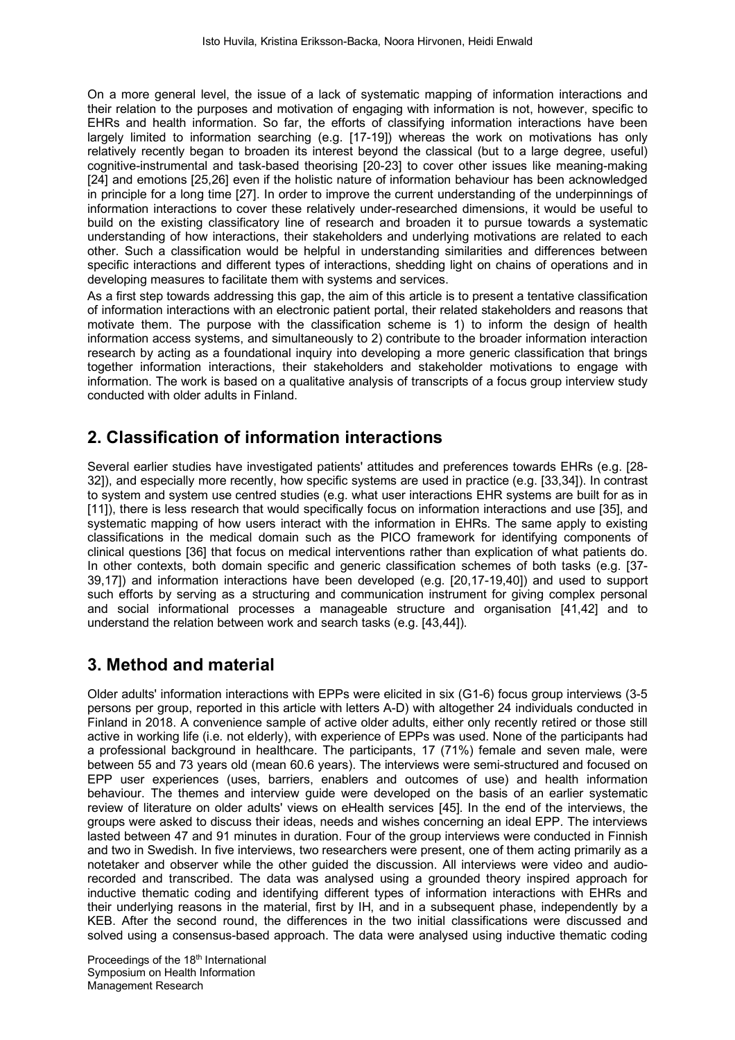On a more general level, the issue of a lack of systematic mapping of information interactions and their relation to the purposes and motivation of engaging with information is not, however, specific to EHRs and health information. So far, the efforts of classifying information interactions have been largely limited to information searching (e.g. [17-19]) whereas the work on motivations has only relatively recently began to broaden its interest beyond the classical (but to a large degree, useful) cognitive-instrumental and task-based theorising [20-23] to cover other issues like meaning-making [24] and emotions [25,26] even if the holistic nature of information behaviour has been acknowledged in principle for a long time [27]. In order to improve the current understanding of the underpinnings of information interactions to cover these relatively under-researched dimensions, it would be useful to build on the existing classificatory line of research and broaden it to pursue towards a systematic understanding of how interactions, their stakeholders and underlying motivations are related to each other. Such a classification would be helpful in understanding similarities and differences between specific interactions and different types of interactions, shedding light on chains of operations and in developing measures to facilitate them with systems and services.

As a first step towards addressing this gap, the aim of this article is to present a tentative classification of information interactions with an electronic patient portal, their related stakeholders and reasons that motivate them. The purpose with the classification scheme is 1) to inform the design of health information access systems, and simultaneously to 2) contribute to the broader information interaction research by acting as a foundational inquiry into developing a more generic classification that brings together information interactions, their stakeholders and stakeholder motivations to engage with information. The work is based on a qualitative analysis of transcripts of a focus group interview study conducted with older adults in Finland.

## 2. Classification of information interactions

Several earlier studies have investigated patients' attitudes and preferences towards EHRs (e.g. [28-32]), and especially more recently, how specific systems are used in practice (e.g. [33,34]). In contrast to system and system use centred studies (e.g. what user interactions EHR systems are built for as in [11]), there is less research that would specifically focus on information interactions and use [35], and systematic mapping of how users interact with the information in EHRs. The same apply to existing classifications in the medical domain such as the PICO framework for identifying components of clinical questions [36] that focus on medical interventions rather than explication of what patients do. In other contexts, both domain specific and generic classification schemes of both tasks (e.g. [37-39,17]) and information interactions have been developed (e.g. [20,17-19,40]) and used to support such efforts by serving as a structuring and communication instrument for giving complex personal and social informational processes a manageable structure and organisation [41,42] and to understand the relation between work and search tasks (e.g. [43,44]).

## 3. Method and material

Older adults' information interactions with EPPs were elicited in six (G1-6) focus group interviews (3-5 persons per group, reported in this article with letters A-D) with altogether 24 individuals conducted in Finland in 2018. A convenience sample of active older adults, either only recently retired or those still active in working life (i.e. not elderly), with experience of EPPs was used. None of the participants had a professional background in healthcare. The participants, 17 (71%) female and seven male, were between 55 and 73 years old (mean 60.6 years). The interviews were semi-structured and focused on EPP user experiences (uses, barriers, enablers and outcomes of use) and health information behaviour. The themes and interview guide were developed on the basis of an earlier systematic review of literature on older adults' views on eHealth services [45]. In the end of the interviews, the groups were asked to discuss their ideas, needs and wishes concerning an ideal EPP. The interviews lasted between 47 and 91 minutes in duration. Four of the group interviews were conducted in Finnish and two in Swedish. In five interviews, two researchers were present, one of them acting primarily as a notetaker and observer while the other guided the discussion. All interviews were video and audio-recorded and transcribed. The data was analysed using a grounded theory inspired approach for inductive thematic coding and identifying different types of information interactions with EHRs and their underlying reasons in the material, first by IH, and in a subsequent phase, independently by a KEB. After the second round, the differences in the two initial classifications were discussed and solved using a consensus-based approach. The data were analysed using inductive thematic coding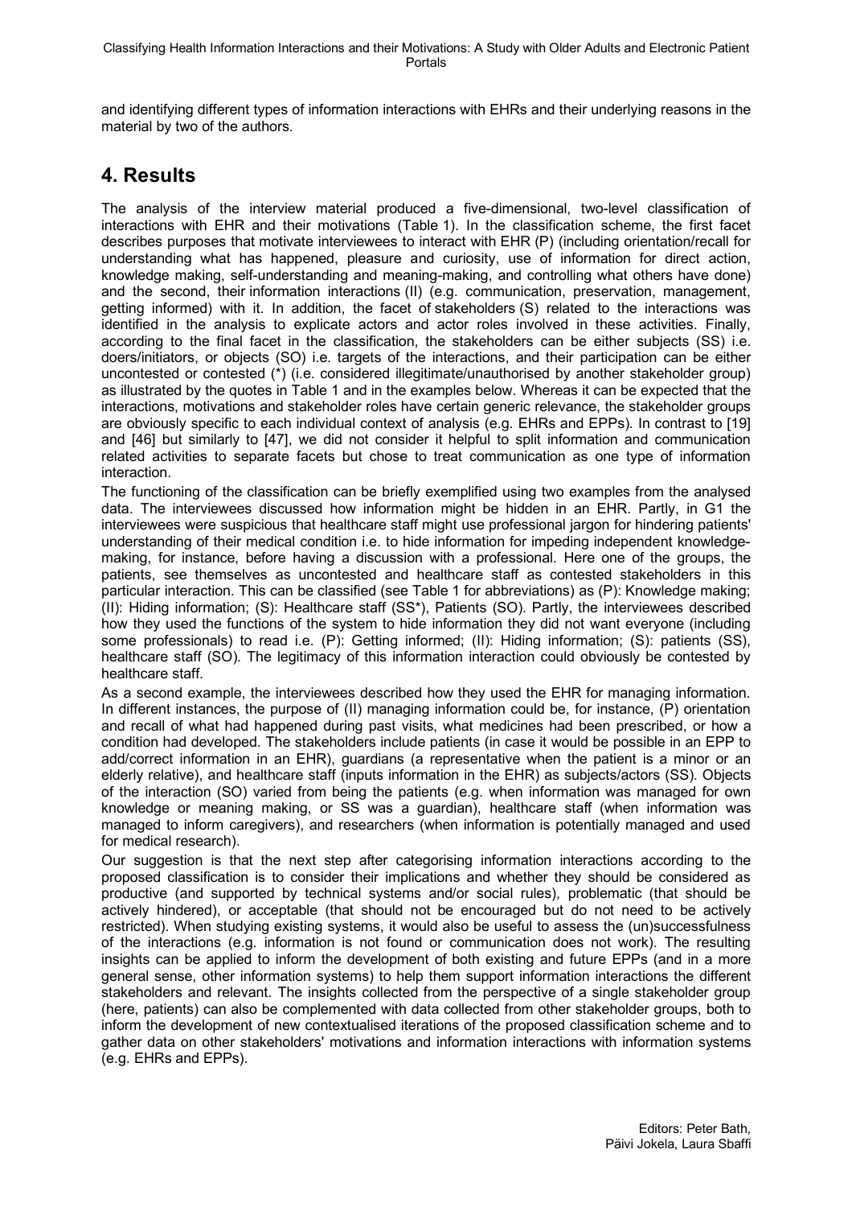and identifying different types of information interactions with EHRs and their underlying reasons in the material by two of the authors.

## 4. Results

The analysis of the interview material produced a five-dimensional, two-level classification of interactions with EHR and their motivations (Table 1). In the classification scheme, the first facet describes purposes that motivate interviewees to interact with EHR (P) (including orientation/recall for understanding what has happened, pleasure and curiosity, use of information for direct action, knowledge making, self-understanding and meaning-making, and controlling what others have done) and the second, their information interactions (II) (e.g. communication, preservation, management, getting informed) with it. In addition, the facet of stakeholders (S) related to the interactions was identified in the analysis to explicate actors and actor roles involved in these activities. Finally, according to the final facet in the classification, the stakeholders can be either subjects (SS) i.e. doers/initiators, or objects (SO) i.e. targets of the interactions, and their participation can be either uncontested or contested (*) (i.e. considered illegitimate/unauthorised by another stakeholder group) as illustrated by the quotes in Table 1 and in the examples below. Whereas it can be expected that the interactions, motivations and stakeholder roles have certain generic relevance, the stakeholder groups are obviously specific to each individual context of analysis (e.g. EHRs and EPPs). In contrast to [19] and [46] but similarly to [47], we did not consider it helpful to split information and communication related activities to separate facets but chose to treat communication as one type of information interaction.

The functioning of the classification can be briefly exemplified using two examples from the analysed data. The interviewees discussed how information might be hidden in an EHR. Partly, in G1 the interviewees were suspicious that healthcare staff might use professional jargon for hindering patients' understanding of their medical condition i.e. to hide information for impeding independent knowledge-making, for instance, before having a discussion with a professional. Here one of the groups, the patients, see themselves as uncontested and healthcare staff as contested stakeholders in this particular interaction. This can be classified (see Table 1 for abbreviations) as (P): Knowledge making; (II): Hiding information; (S): Healthcare staff (SS*), Patients (SO). Partly, the interviewees described how they used the functions of the system to hide information they did not want everyone (including some professionals) to read i.e. (P): Getting informed; (II): Hiding information; (S): patients (SS), healthcare staff (SO). The legitimacy of this information interaction could obviously be contested by healthcare staff.

As a second example, the interviewees described how they used the EHR for managing information. In different instances, the purpose of (II) managing information could be, for instance, (P) orientation and recall of what had happened during past visits, what medicines had been prescribed, or how a condition had developed. The stakeholders include patients (in case it would be possible in an EPP to add/correct information in an EHR), guardians (a representative when the patient is a minor or an elderly relative), and healthcare staff (inputs information in the EHR) as subjects/actors (SS). Objects of the interaction (SO) varied from being the patients (e.g. when information was managed for own knowledge or meaning making, or SS was a guardian), healthcare staff (when information was managed to inform caregivers), and researchers (when information is potentially managed and used for medical research).

Our suggestion is that the next step after categorising information interactions according to the proposed classification is to consider their implications and whether they should be considered as productive (and supported by technical systems and/or social rules), problematic (that should be actively hindered), or acceptable (that should not be encouraged but do not need to be actively restricted). When studying existing systems, it would also be useful to assess the (un)successfulness of the interactions (e.g. information is not found or communication does not work). The resulting insights can be applied to inform the development of both existing and future EPPs (and in a more general sense, other information systems) to help them support information interactions the different stakeholders and relevant. The insights collected from the perspective of a single stakeholder group (here, patients) can also be complemented with data collected from other stakeholder groups, both to inform the development of new contextualised iterations of the proposed classification scheme and to gather data on other stakeholders' motivations and information interactions with information systems (e.g. EHRs and EPPs).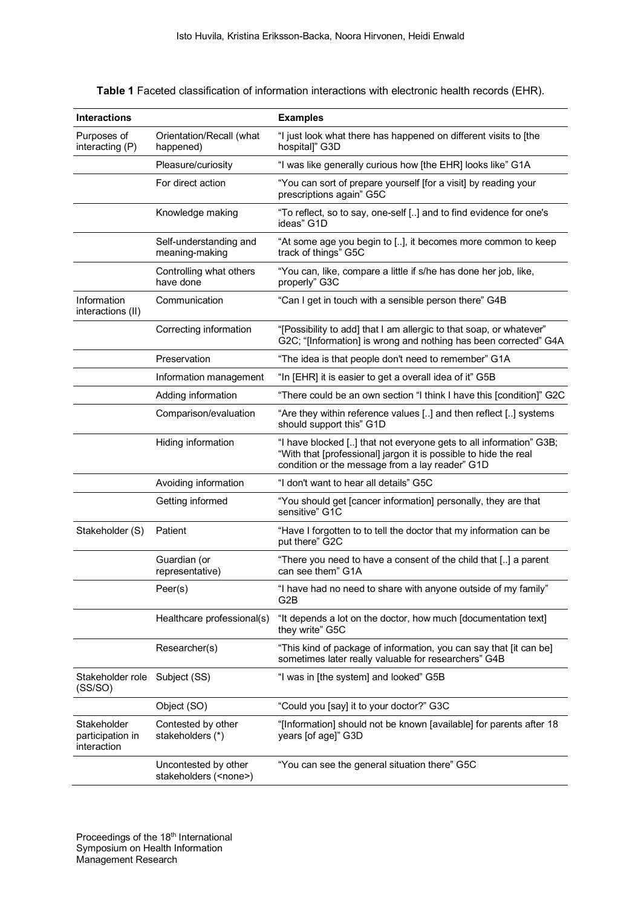**Table 1** Faceted classification of information interactions with electronic health records (EHR).

| **Interactions** | | **Examples** |
|---|---|---|
| Purposes of interacting (P) | Orientation/Recall (what happened) | "I just look what there has happened on different visits to [the hospital]" G3D |
| | Pleasure/curiosity | "I was like generally curious how [the EHR] looks like" G1A |
| | For direct action | "You can sort of prepare yourself [for a visit] by reading your prescriptions again" G5C |
| | Knowledge making | "To reflect, so to say, one-self [..] and to find evidence for one's ideas" G1D |
| | Self-understanding and meaning-making | "At some age you begin to [..], it becomes more common to keep track of things" G5C |
| | Controlling what others have done | "You can, like, compare a little if s/he has done her job, like, properly" G3C |
| Information interactions (II) | Communication | "Can I get in touch with a sensible person there" G4B |
| | Correcting information | "[Possibility to add] that I am allergic to that soap, or whatever" G2C; "[Information] is wrong and nothing has been corrected" G4A |
| | Preservation | "The idea is that people don't need to remember" G1A |
| | Information management | "In [EHR] it is easier to get a overall idea of it" G5B |
| | Adding information | "There could be an own section "I think I have this [condition]" G2C |
| | Comparison/evaluation | "Are they within reference values [..] and then reflect [..] systems should support this" G1D |
| | Hiding information | "I have blocked [..] that not everyone gets to all information" G3B; "With that [professional] jargon it is possible to hide the real condition or the message from a lay reader" G1D |
| | Avoiding information | "I don't want to hear all details" G5C |
| | Getting informed | "You should get [cancer information] personally, they are that sensitive" G1C |
| Stakeholder (S) | Patient | "Have I forgotten to to tell the doctor that my information can be put there" G2C |
| | Guardian (or representative) | "There you need to have a consent of the child that [..] a parent can see them" G1A |
| | Peer(s) | "I have had no need to share with anyone outside of my family" G2B |
| | Healthcare professional(s) | "It depends a lot on the doctor, how much [documentation text] they write" G5C |
| | Researcher(s) | "This kind of package of information, you can say that [it can be] sometimes later really valuable for researchers" G4B |
| Stakeholder role (SS/SO) | Subject (SS) | "I was in [the system] and looked" G5B |
| | Object (SO) | "Could you [say] it to your doctor?" G3C |
| Stakeholder participation in interaction | Contested by other stakeholders (*) | "[Information] should not be known [available] for parents after 18 years [of age]" G3D |
| | Uncontested by other stakeholders (<none>) | "You can see the general situation there" G5C |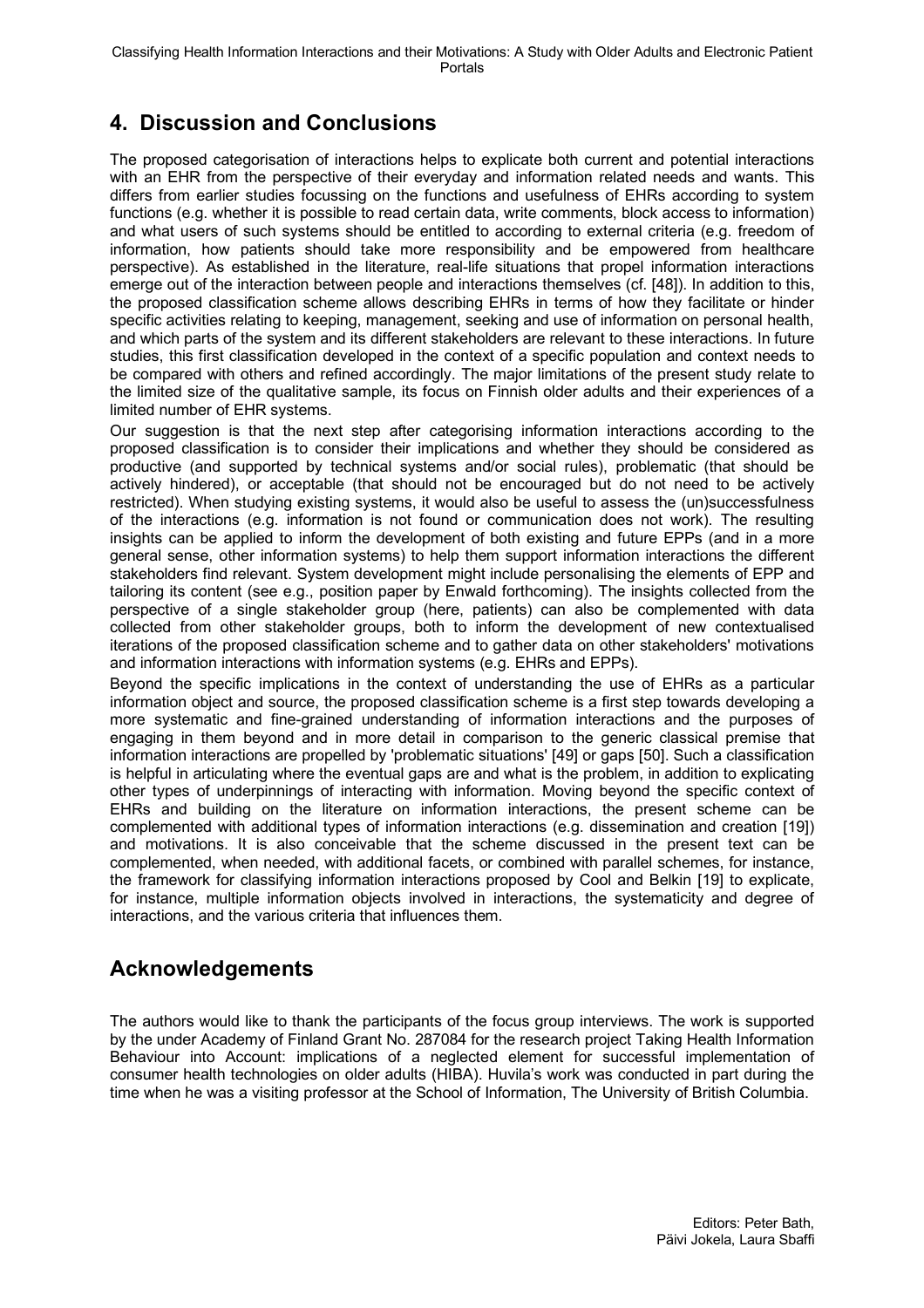## 4. Discussion and Conclusions

The proposed categorisation of interactions helps to explicate both current and potential interactions with an EHR from the perspective of their everyday and information related needs and wants. This differs from earlier studies focussing on the functions and usefulness of EHRs according to system functions (e.g. whether it is possible to read certain data, write comments, block access to information) and what users of such systems should be entitled to according to external criteria (e.g. freedom of information, how patients should take more responsibility and be empowered from healthcare perspective). As established in the literature, real-life situations that propel information interactions emerge out of the interaction between people and interactions themselves (cf. [48]). In addition to this, the proposed classification scheme allows describing EHRs in terms of how they facilitate or hinder specific activities relating to keeping, management, seeking and use of information on personal health, and which parts of the system and its different stakeholders are relevant to these interactions. In future studies, this first classification developed in the context of a specific population and context needs to be compared with others and refined accordingly. The major limitations of the present study relate to the limited size of the qualitative sample, its focus on Finnish older adults and their experiences of a limited number of EHR systems.

Our suggestion is that the next step after categorising information interactions according to the proposed classification is to consider their implications and whether they should be considered as productive (and supported by technical systems and/or social rules), problematic (that should be actively hindered), or acceptable (that should not be encouraged but do not need to be actively restricted). When studying existing systems, it would also be useful to assess the (un)successfulness of the interactions (e.g. information is not found or communication does not work). The resulting insights can be applied to inform the development of both existing and future EPPs (and in a more general sense, other information systems) to help them support information interactions the different stakeholders find relevant. System development might include personalising the elements of EPP and tailoring its content (see e.g., position paper by Enwald forthcoming). The insights collected from the perspective of a single stakeholder group (here, patients) can also be complemented with data collected from other stakeholder groups, both to inform the development of new contextualised iterations of the proposed classification scheme and to gather data on other stakeholders' motivations and information interactions with information systems (e.g. EHRs and EPPs).

Beyond the specific implications in the context of understanding the use of EHRs as a particular information object and source, the proposed classification scheme is a first step towards developing a more systematic and fine-grained understanding of information interactions and the purposes of engaging in them beyond and in more detail in comparison to the generic classical premise that information interactions are propelled by 'problematic situations' [49] or gaps [50]. Such a classification is helpful in articulating where the eventual gaps are and what is the problem, in addition to explicating other types of underpinnings of interacting with information. Moving beyond the specific context of EHRs and building on the literature on information interactions, the present scheme can be complemented with additional types of information interactions (e.g. dissemination and creation [19]) and motivations. It is also conceivable that the scheme discussed in the present text can be complemented, when needed, with additional facets, or combined with parallel schemes, for instance, the framework for classifying information interactions proposed by Cool and Belkin [19] to explicate, for instance, multiple information objects involved in interactions, the systematicity and degree of interactions, and the various criteria that influences them.

## Acknowledgements

The authors would like to thank the participants of the focus group interviews. The work is supported by the under Academy of Finland Grant No. 287084 for the research project Taking Health Information Behaviour into Account: implications of a neglected element for successful implementation of consumer health technologies on older adults (HIBA). Huvila's work was conducted in part during the time when he was a visiting professor at the School of Information, The University of British Columbia.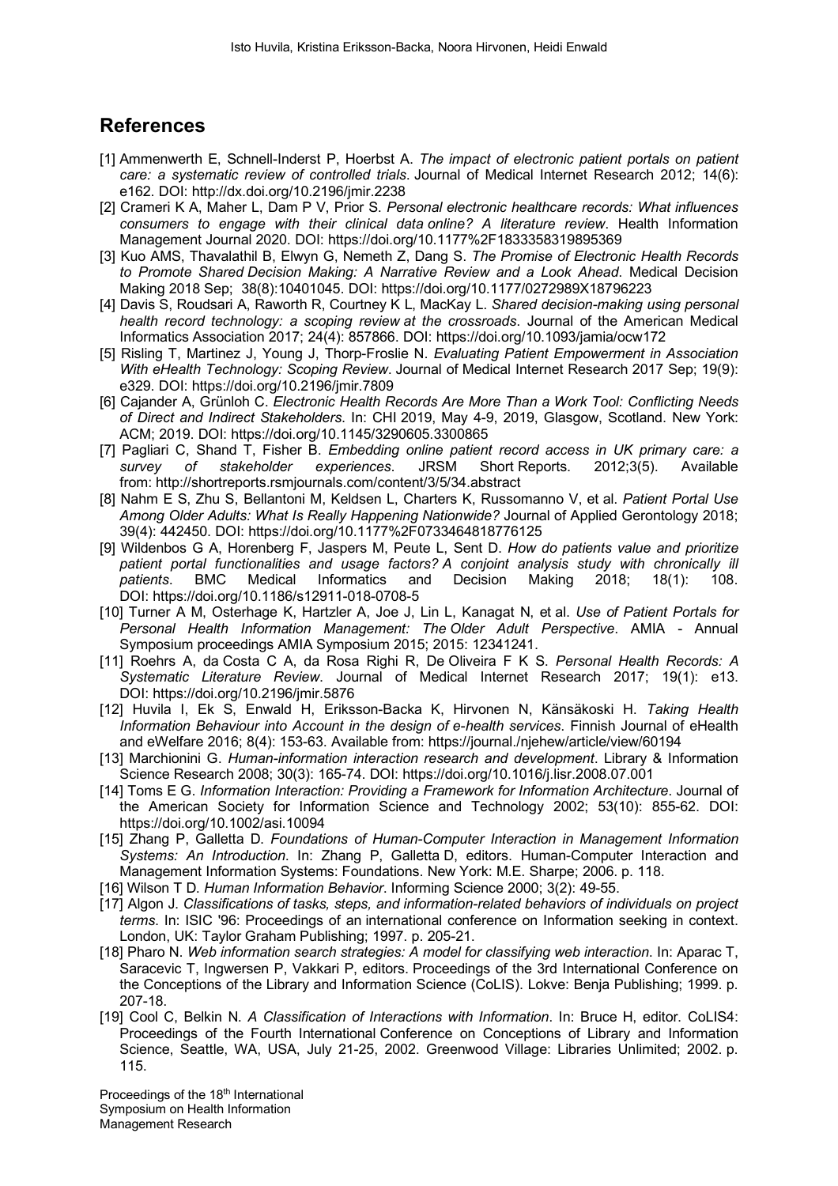## References

[1] Ammenwerth E, Schnell-Inderst P, Hoerbst A. *The impact of electronic patient portals on patient care: a systematic review of controlled trials*. Journal of Medical Internet Research 2012; 14(6): e162. DOI: http://dx.doi.org/10.2196/jmir.2238

[2] Crameri K A, Maher L, Dam P V, Prior S. *Personal electronic healthcare records: What influences consumers to engage with their clinical data online? A literature review*. Health Information Management Journal 2020. DOI: https://doi.org/10.1177%2F1833358319895369

[3] Kuo AMS, Thavalathil B, Elwyn G, Nemeth Z, Dang S. *The Promise of Electronic Health Records to Promote Shared Decision Making: A Narrative Review and a Look Ahead*. Medical Decision Making 2018 Sep; 38(8):10401045. DOI: https://doi.org/10.1177/0272989X18796223

[4] Davis S, Roudsari A, Raworth R, Courtney K L, MacKay L. *Shared decision-making using personal health record technology: a scoping review at the crossroads*. Journal of the American Medical Informatics Association 2017; 24(4): 857866. DOI: https://doi.org/10.1093/jamia/ocw172

[5] Risling T, Martinez J, Young J, Thorp-Froslie N. *Evaluating Patient Empowerment in Association With eHealth Technology: Scoping Review*. Journal of Medical Internet Research 2017 Sep; 19(9): e329. DOI: https://doi.org/10.2196/jmir.7809

[6] Cajander A, Grünloh C. *Electronic Health Records Are More Than a Work Tool: Conflicting Needs of Direct and Indirect Stakeholders*. In: CHI 2019, May 4-9, 2019, Glasgow, Scotland. New York: ACM; 2019. DOI: https://doi.org/10.1145/3290605.3300865

[7] Pagliari C, Shand T, Fisher B. *Embedding online patient record access in UK primary care: a survey of stakeholder experiences*. JRSM Short Reports. 2012;3(5). Available from: http://shortreports.rsmjournals.com/content/3/5/34.abstract

[8] Nahm E S, Zhu S, Bellantoni M, Keldsen L, Charters K, Russomanno V, et al. *Patient Portal Use Among Older Adults: What Is Really Happening Nationwide?* Journal of Applied Gerontology 2018; 39(4): 442450. DOI: https://doi.org/10.1177%2F0733464818776125

[9] Wildenbos G A, Horenberg F, Jaspers M, Peute L, Sent D. *How do patients value and prioritize patient portal functionalities and usage factors? A conjoint analysis study with chronically ill patients*. BMC Medical Informatics and Decision Making 2018; 18(1): 108. DOI: https://doi.org/10.1186/s12911-018-0708-5

[10] Turner A M, Osterhage K, Hartzler A, Joe J, Lin L, Kanagat N, et al. *Use of Patient Portals for Personal Health Information Management: The Older Adult Perspective*. AMIA - Annual Symposium proceedings AMIA Symposium 2015; 2015: 12341241.

[11] Roehrs A, da Costa C A, da Rosa Righi R, De Oliveira F K S. *Personal Health Records: A Systematic Literature Review*. Journal of Medical Internet Research 2017; 19(1): e13. DOI: https://doi.org/10.2196/jmir.5876

[12] Huvila I, Ek S, Enwald H, Eriksson-Backa K, Hirvonen N, Känsäkoski H. *Taking Health Information Behaviour into Account in the design of e-health services*. Finnish Journal of eHealth and eWelfare 2016; 8(4): 153-63. Available from: https://journal./njehew/article/view/60194

[13] Marchionini G. *Human-information interaction research and development*. Library & Information Science Research 2008; 30(3): 165-74. DOI: https://doi.org/10.1016/j.lisr.2008.07.001

[14] Toms E G. *Information Interaction: Providing a Framework for Information Architecture*. Journal of the American Society for Information Science and Technology 2002; 53(10): 855-62. DOI: https://doi.org/10.1002/asi.10094

[15] Zhang P, Galletta D. *Foundations of Human-Computer Interaction in Management Information Systems: An Introduction*. In: Zhang P, Galletta D, editors. Human-Computer Interaction and Management Information Systems: Foundations. New York: M.E. Sharpe; 2006. p. 118.

[16] Wilson T D. *Human Information Behavior*. Informing Science 2000; 3(2): 49-55.

[17] Algon J. *Classifications of tasks, steps, and information-related behaviors of individuals on project terms*. In: ISIC '96: Proceedings of an international conference on Information seeking in context. London, UK: Taylor Graham Publishing; 1997. p. 205-21.

[18] Pharo N. *Web information search strategies: A model for classifying web interaction*. In: Aparac T, Saracevic T, Ingwersen P, Vakkari P, editors. Proceedings of the 3rd International Conference on the Conceptions of the Library and Information Science (CoLIS). Lokve: Benja Publishing; 1999. p. 207-18.

[19] Cool C, Belkin N. *A Classification of Interactions with Information*. In: Bruce H, editor. CoLIS4: Proceedings of the Fourth International Conference on Conceptions of Library and Information Science, Seattle, WA, USA, July 21-25, 2002. Greenwood Village: Libraries Unlimited; 2002. p. 115.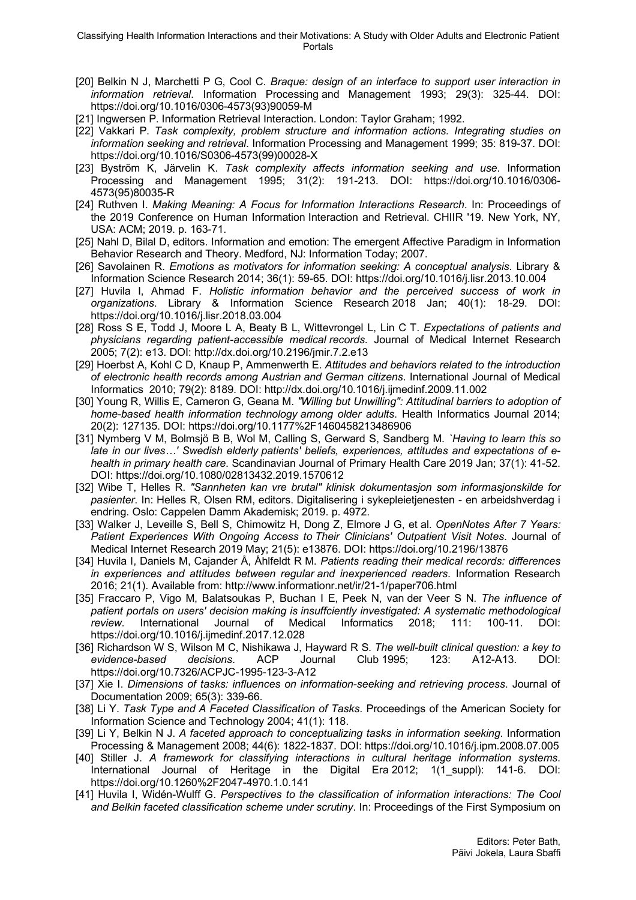- [20] Belkin N J, Marchetti P G, Cool C. *Braque: design of an interface to support user interaction in information retrieval*. Information Processing and Management 1993; 29(3): 325-44. DOI: https://doi.org/10.1016/0306-4573(93)90059-M
- [21] Ingwersen P. Information Retrieval Interaction. London: Taylor Graham; 1992.
- [22] Vakkari P. *Task complexity, problem structure and information actions. Integrating studies on information seeking and retrieval*. Information Processing and Management 1999; 35: 819-37. DOI: https://doi.org/10.1016/S0306-4573(99)00028-X
- [23] Byström K, Järvelin K. *Task complexity affects information seeking and use*. Information Processing and Management 1995; 31(2): 191-213. DOI: https://doi.org/10.1016/0306-4573(95)80035-R
- [24] Ruthven I. *Making Meaning: A Focus for Information Interactions Research*. In: Proceedings of the 2019 Conference on Human Information Interaction and Retrieval. CHIIR '19. New York, NY, USA: ACM; 2019. p. 163-71.
- [25] Nahl D, Bilal D, editors. Information and emotion: The emergent Affective Paradigm in Information Behavior Research and Theory. Medford, NJ: Information Today; 2007.
- [26] Savolainen R. *Emotions as motivators for information seeking: A conceptual analysis*. Library & Information Science Research 2014; 36(1): 59-65. DOI: https://doi.org/10.1016/j.lisr.2013.10.004
- [27] Huvila I, Ahmad F. *Holistic information behavior and the perceived success of work in organizations*. Library & Information Science Research 2018 Jan; 40(1): 18-29. DOI: https://doi.org/10.1016/j.lisr.2018.03.004
- [28] Ross S E, Todd J, Moore L A, Beaty B L, Wittevrongel L, Lin C T. *Expectations of patients and physicians regarding patient-accessible medical records*. Journal of Medical Internet Research 2005; 7(2): e13. DOI: http://dx.doi.org/10.2196/jmir.7.2.e13
- [29] Hoerbst A, Kohl C D, Knaup P, Ammenwerth E. *Attitudes and behaviors related to the introduction of electronic health records among Austrian and German citizens*. International Journal of Medical Informatics 2010; 79(2): 8189. DOI: http://dx.doi.org/10.1016/j.ijmedinf.2009.11.002
- [30] Young R, Willis E, Cameron G, Geana M. *"Willing but Unwilling": Attitudinal barriers to adoption of home-based health information technology among older adults*. Health Informatics Journal 2014; 20(2): 127135. DOI: https://doi.org/10.1177%2F1460458213486906
- [31] Nymberg V M, Bolmsjö B B, Wol M, Calling S, Gerward S, Sandberg M. *`Having to learn this so late in our lives…' Swedish elderly patients' beliefs, experiences, attitudes and expectations of e-health in primary health care*. Scandinavian Journal of Primary Health Care 2019 Jan; 37(1): 41-52. DOI: https://doi.org/10.1080/02813432.2019.1570612
- [32] Wibe T, Helles R. *"Sannheten kan vre brutal" klinisk dokumentasjon som informasjonskilde for pasienter*. In: Helles R, Olsen RM, editors. Digitalisering i sykepleietjenesten - en arbeidshverdag i endring. Oslo: Cappelen Damm Akademisk; 2019. p. 4972.
- [33] Walker J, Leveille S, Bell S, Chimowitz H, Dong Z, Elmore J G, et al. *OpenNotes After 7 Years: Patient Experiences With Ongoing Access to Their Clinicians' Outpatient Visit Notes*. Journal of Medical Internet Research 2019 May; 21(5): e13876. DOI: https://doi.org/10.2196/13876
- [34] Huvila I, Daniels M, Cajander Å, Åhlfeldt R M. *Patients reading their medical records: differences in experiences and attitudes between regular and inexperienced readers*. Information Research 2016; 21(1). Available from: http://www.informationr.net/ir/21-1/paper706.html
- [35] Fraccaro P, Vigo M, Balatsoukas P, Buchan I E, Peek N, van der Veer S N. *The influence of patient portals on users' decision making is insuffciently investigated: A systematic methodological review*. International Journal of Medical Informatics 2018; 111: 100-11. DOI: https://doi.org/10.1016/j.ijmedinf.2017.12.028
- [36] Richardson W S, Wilson M C, Nishikawa J, Hayward R S. *The well-built clinical question: a key to evidence-based decisions*. ACP Journal Club 1995; 123: A12-A13. DOI: https://doi.org/10.7326/ACPJC-1995-123-3-A12
- [37] Xie I. *Dimensions of tasks: influences on information-seeking and retrieving process*. Journal of Documentation 2009; 65(3): 339-66.
- [38] Li Y. *Task Type and A Faceted Classification of Tasks*. Proceedings of the American Society for Information Science and Technology 2004; 41(1): 118.
- [39] Li Y, Belkin N J. *A faceted approach to conceptualizing tasks in information seeking*. Information Processing & Management 2008; 44(6): 1822-1837. DOI: https://doi.org/10.1016/j.ipm.2008.07.005
- [40] Stiller J. *A framework for classifying interactions in cultural heritage information systems*. International Journal of Heritage in the Digital Era 2012; 1(1_suppl): 141-6. DOI: https://doi.org/10.1260%2F2047-4970.1.0.141
- [41] Huvila I, Widén-Wulff G. *Perspectives to the classification of information interactions: The Cool and Belkin faceted classification scheme under scrutiny*. In: Proceedings of the First Symposium on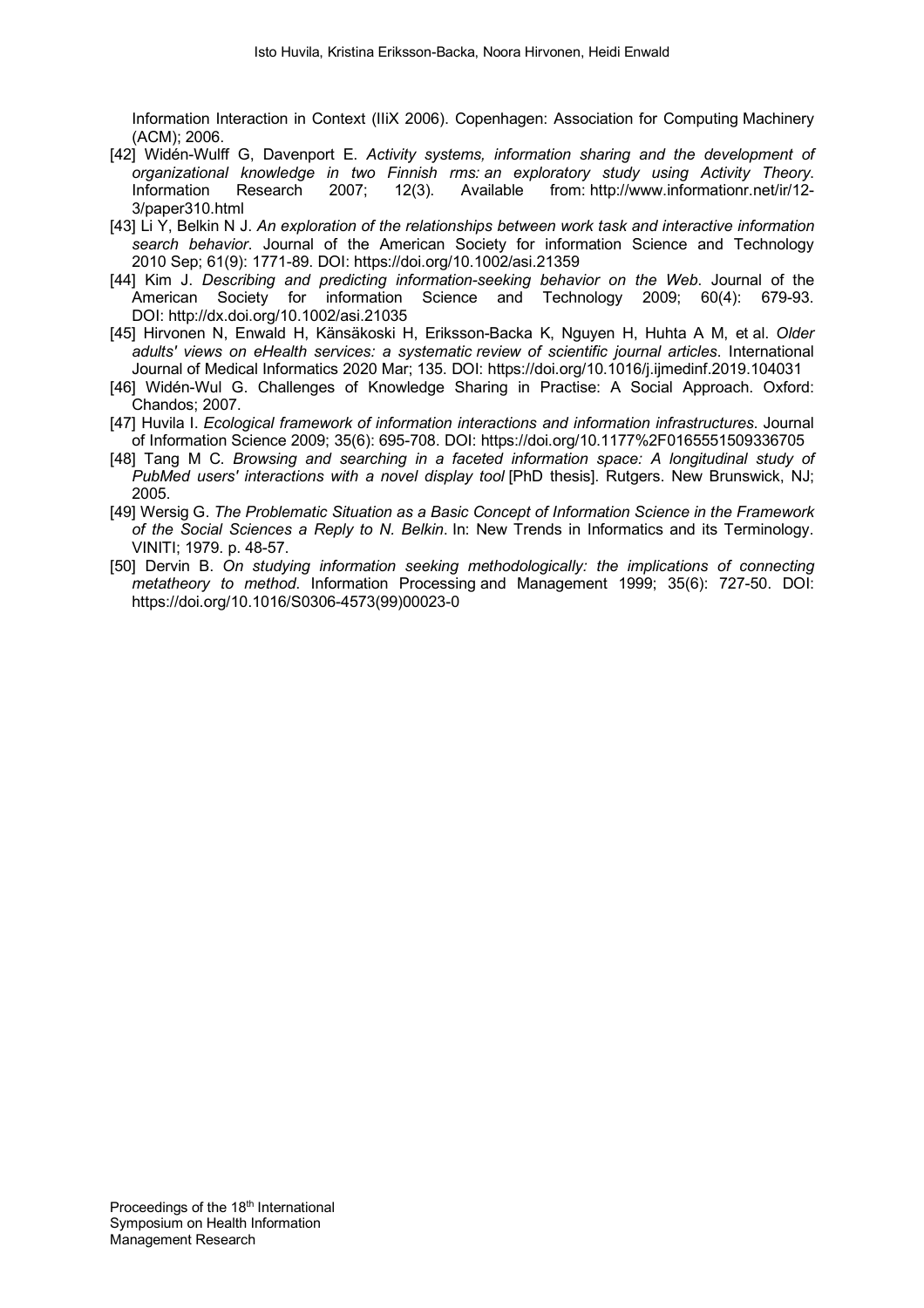Information Interaction in Context (IIiX 2006). Copenhagen: Association for Computing Machinery (ACM); 2006.

[42] Widén-Wulff G, Davenport E. *Activity systems, information sharing and the development of organizational knowledge in two Finnish rms: an exploratory study using Activity Theory*. Information Research 2007; 12(3). Available from: http://www.informationr.net/ir/12-3/paper310.html

[43] Li Y, Belkin N J. *An exploration of the relationships between work task and interactive information search behavior*. Journal of the American Society for information Science and Technology 2010 Sep; 61(9): 1771-89. DOI: https://doi.org/10.1002/asi.21359

[44] Kim J. *Describing and predicting information-seeking behavior on the Web*. Journal of the American Society for information Science and Technology 2009; 60(4): 679-93. DOI: http://dx.doi.org/10.1002/asi.21035

[45] Hirvonen N, Enwald H, Känsäkoski H, Eriksson-Backa K, Nguyen H, Huhta A M, et al. *Older adults' views on eHealth services: a systematic review of scientific journal articles*. International Journal of Medical Informatics 2020 Mar; 135. DOI: https://doi.org/10.1016/j.ijmedinf.2019.104031

[46] Widén-Wul G. Challenges of Knowledge Sharing in Practise: A Social Approach. Oxford: Chandos; 2007.

[47] Huvila I. *Ecological framework of information interactions and information infrastructures*. Journal of Information Science 2009; 35(6): 695-708. DOI: https://doi.org/10.1177%2F0165551509336705

[48] Tang M C. *Browsing and searching in a faceted information space: A longitudinal study of PubMed users' interactions with a novel display tool* [PhD thesis]. Rutgers. New Brunswick, NJ; 2005.

[49] Wersig G. *The Problematic Situation as a Basic Concept of Information Science in the Framework of the Social Sciences a Reply to N. Belkin*. In: New Trends in Informatics and its Terminology. VINITI; 1979. p. 48-57.

[50] Dervin B. *On studying information seeking methodologically: the implications of connecting metatheory to method*. Information Processing and Management 1999; 35(6): 727-50. DOI: https://doi.org/10.1016/S0306-4573(99)00023-0